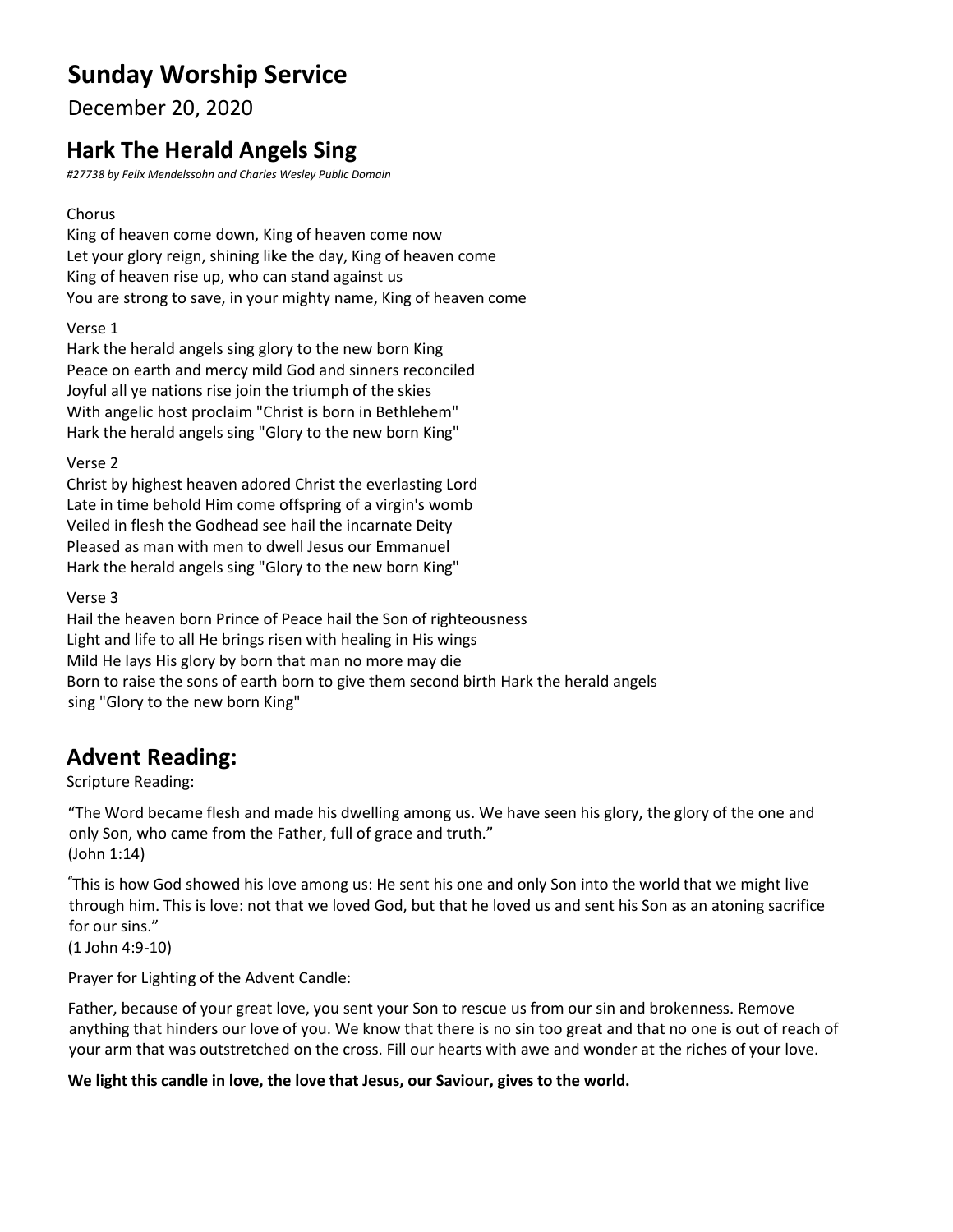# Sunday Worship Service

December 20, 2020

## Hark The Herald Angels Sing

*#27738 by Felix Mendelssohn and Charles Wesley Public Domain*

Chorus
King of heaven come down, King of heaven come now
Let your glory reign, shining like the day, King of heaven come
King of heaven rise up, who can stand against us
You are strong to save, in your mighty name, King of heaven come

Verse 1
Hark the herald angels sing glory to the new born King
Peace on earth and mercy mild God and sinners reconciled
Joyful all ye nations rise join the triumph of the skies
With angelic host proclaim "Christ is born in Bethlehem"
Hark the herald angels sing "Glory to the new born King"

Verse 2
Christ by highest heaven adored Christ the everlasting Lord
Late in time behold Him come offspring of a virgin's womb
Veiled in flesh the Godhead see hail the incarnate Deity
Pleased as man with men to dwell Jesus our Emmanuel
Hark the herald angels sing "Glory to the new born King"

Verse 3
Hail the heaven born Prince of Peace hail the Son of righteousness
Light and life to all He brings risen with healing in His wings
Mild He lays His glory by born that man no more may die
Born to raise the sons of earth born to give them second birth Hark the herald angels sing "Glory to the new born King"

## Advent Reading:

Scripture Reading:

"The Word became flesh and made his dwelling among us. We have seen his glory, the glory of the one and only Son, who came from the Father, full of grace and truth."
(John 1:14)

"This is how God showed his love among us: He sent his one and only Son into the world that we might live through him. This is love: not that we loved God, but that he loved us and sent his Son as an atoning sacrifice for our sins."
(1 John 4:9-10)

Prayer for Lighting of the Advent Candle:

Father, because of your great love, you sent your Son to rescue us from our sin and brokenness. Remove anything that hinders our love of you. We know that there is no sin too great and that no one is out of reach of your arm that was outstretched on the cross. Fill our hearts with awe and wonder at the riches of your love.

**We light this candle in love, the love that Jesus, our Saviour, gives to the world.**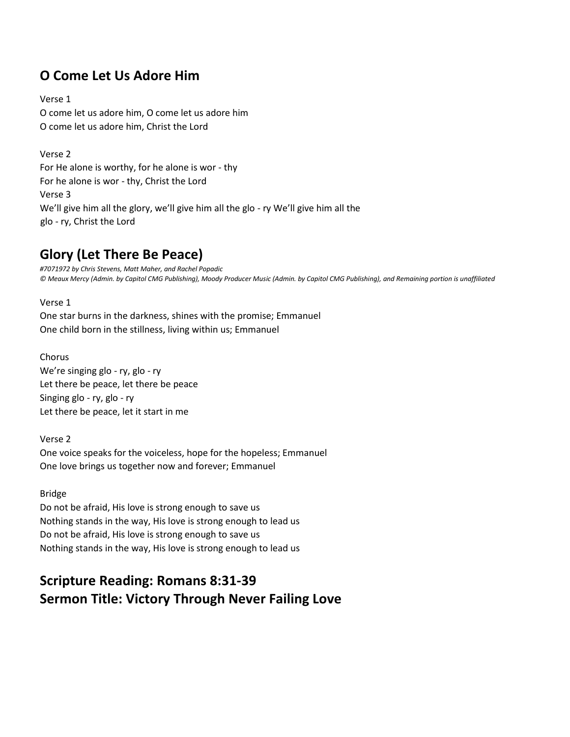## O Come Let Us Adore Him

Verse 1
O come let us adore him, O come let us adore him
O come let us adore him, Christ the Lord

Verse 2
For He alone is worthy, for he alone is wor - thy
For he alone is wor - thy, Christ the Lord
Verse 3
We'll give him all the glory, we'll give him all the glo - ry We'll give him all the glo - ry, Christ the Lord

## Glory (Let There Be Peace)

*#7071972 by Chris Stevens, Matt Maher, and Rachel Popadic*
*© Meaux Mercy (Admin. by Capitol CMG Publishing), Moody Producer Music (Admin. by Capitol CMG Publishing), and Remaining portion is unaffiliated*

Verse 1
One star burns in the darkness, shines with the promise; Emmanuel
One child born in the stillness, living within us; Emmanuel

Chorus
We're singing glo - ry, glo - ry
Let there be peace, let there be peace
Singing glo - ry, glo - ry
Let there be peace, let it start in me

Verse 2
One voice speaks for the voiceless, hope for the hopeless; Emmanuel
One love brings us together now and forever; Emmanuel

Bridge
Do not be afraid, His love is strong enough to save us
Nothing stands in the way, His love is strong enough to lead us
Do not be afraid, His love is strong enough to save us
Nothing stands in the way, His love is strong enough to lead us

## Scripture Reading: Romans 8:31-39
## Sermon Title: Victory Through Never Failing Love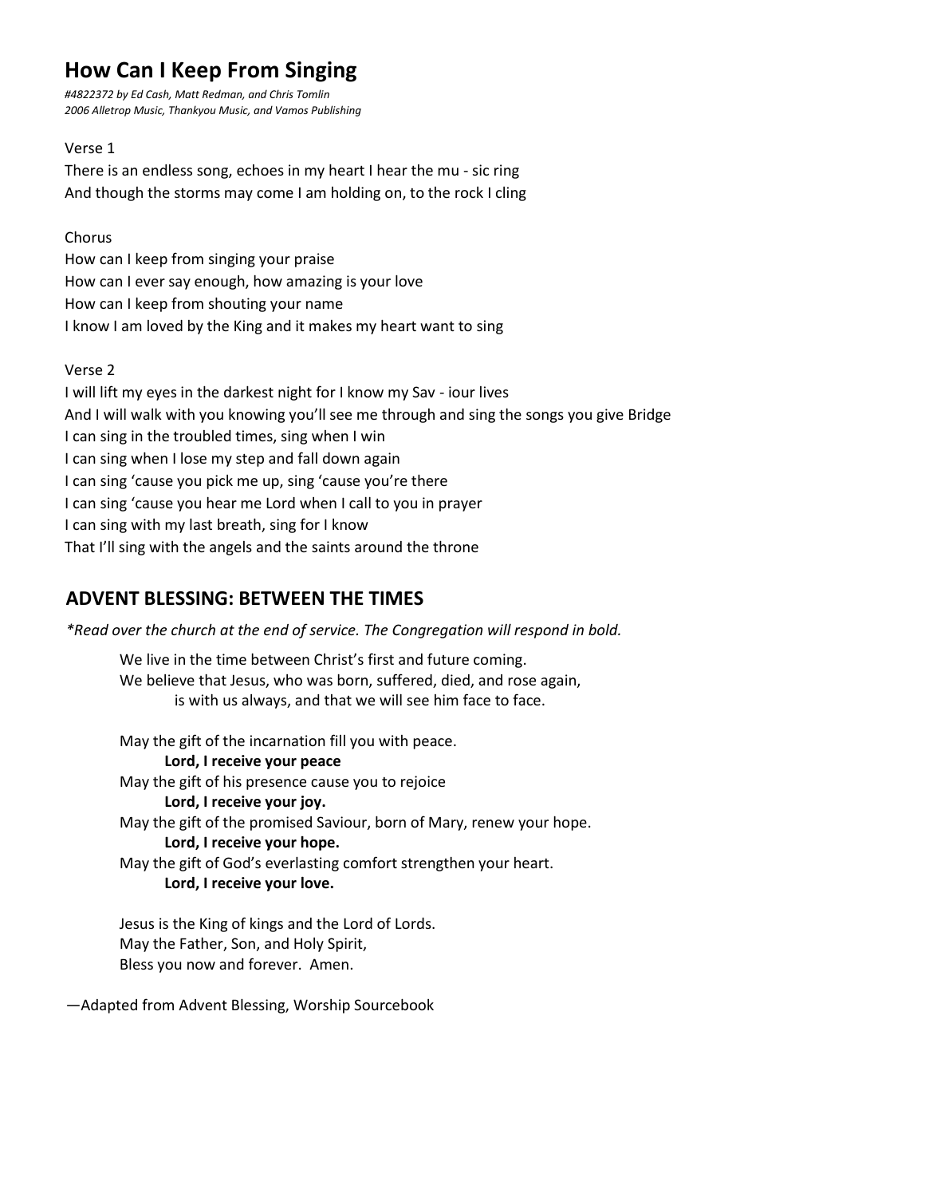# How Can I Keep From Singing

*#4822372 by Ed Cash, Matt Redman, and Chris Tomlin*
*2006 Alletrop Music, Thankyou Music, and Vamos Publishing*

Verse 1
There is an endless song, echoes in my heart I hear the mu - sic ring
And though the storms may come I am holding on, to the rock I cling

Chorus
How can I keep from singing your praise
How can I ever say enough, how amazing is your love
How can I keep from shouting your name
I know I am loved by the King and it makes my heart want to sing

Verse 2
I will lift my eyes in the darkest night for I know my Sav - iour lives
And I will walk with you knowing you'll see me through and sing the songs you give Bridge
I can sing in the troubled times, sing when I win
I can sing when I lose my step and fall down again
I can sing 'cause you pick me up, sing 'cause you're there
I can sing 'cause you hear me Lord when I call to you in prayer
I can sing with my last breath, sing for I know
That I'll sing with the angels and the saints around the throne

## ADVENT BLESSING: BETWEEN THE TIMES

*\*Read over the church at the end of service. The Congregation will respond in bold.*

We live in the time between Christ's first and future coming.
We believe that Jesus, who was born, suffered, died, and rose again,
is with us always, and that we will see him face to face.

May the gift of the incarnation fill you with peace.
**Lord, I receive your peace**
May the gift of his presence cause you to rejoice
**Lord, I receive your joy.**
May the gift of the promised Saviour, born of Mary, renew your hope.
**Lord, I receive your hope.**
May the gift of God's everlasting comfort strengthen your heart.
**Lord, I receive your love.**

Jesus is the King of kings and the Lord of Lords.
May the Father, Son, and Holy Spirit,
Bless you now and forever. Amen.

—Adapted from Advent Blessing, Worship Sourcebook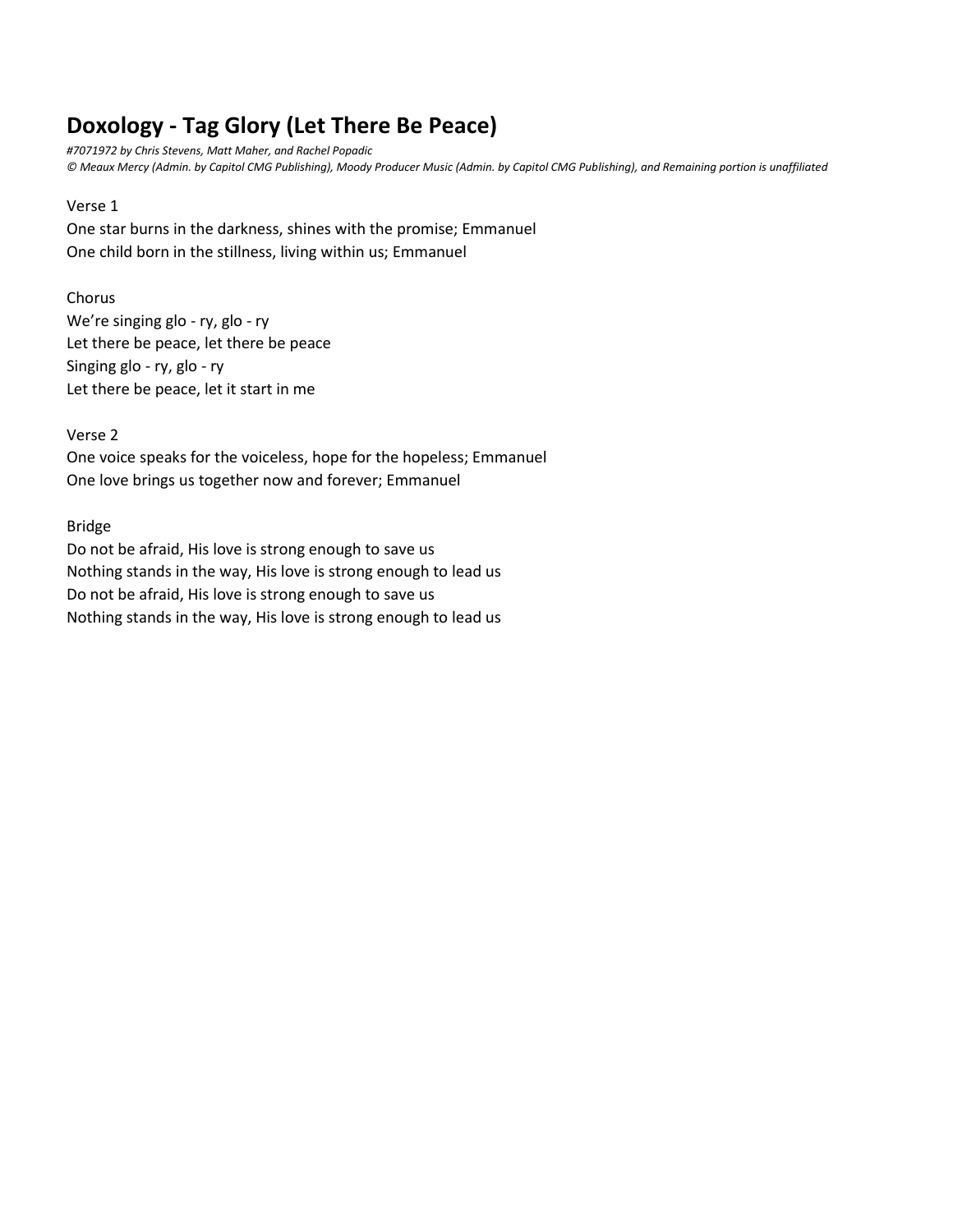# Doxology - Tag Glory (Let There Be Peace)

*#7071972 by Chris Stevens, Matt Maher, and Rachel Popadic*
*© Meaux Mercy (Admin. by Capitol CMG Publishing), Moody Producer Music (Admin. by Capitol CMG Publishing), and Remaining portion is unaffiliated*

Verse 1
One star burns in the darkness, shines with the promise; Emmanuel
One child born in the stillness, living within us; Emmanuel

Chorus
We're singing glo - ry, glo - ry
Let there be peace, let there be peace
Singing glo - ry, glo - ry
Let there be peace, let it start in me

Verse 2
One voice speaks for the voiceless, hope for the hopeless; Emmanuel
One love brings us together now and forever; Emmanuel

Bridge
Do not be afraid, His love is strong enough to save us
Nothing stands in the way, His love is strong enough to lead us
Do not be afraid, His love is strong enough to save us
Nothing stands in the way, His love is strong enough to lead us